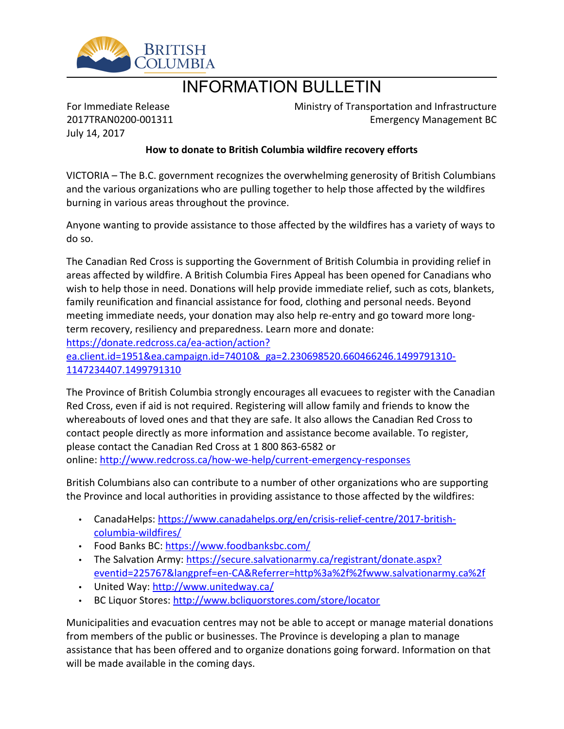BRITISH COLUMBIA

# INFORMATION BULLETIN

For Immediate Release
2017TRAN0200-001311
July 14, 2017

Ministry of Transportation and Infrastructure
Emergency Management BC

**How to donate to British Columbia wildfire recovery efforts**

VICTORIA – The B.C. government recognizes the overwhelming generosity of British Columbians and the various organizations who are pulling together to help those affected by the wildfires burning in various areas throughout the province.

Anyone wanting to provide assistance to those affected by the wildfires has a variety of ways to do so.

The Canadian Red Cross is supporting the Government of British Columbia in providing relief in areas affected by wildfire. A British Columbia Fires Appeal has been opened for Canadians who wish to help those in need. Donations will help provide immediate relief, such as cots, blankets, family reunification and financial assistance for food, clothing and personal needs. Beyond meeting immediate needs, your donation may also help re-entry and go toward more long-term recovery, resiliency and preparedness. Learn more and donate: https://donate.redcross.ca/ea-action/action?ea.client.id=1951&ea.campaign.id=74010&_ga=2.230698520.660466246.1499791310-1147234407.1499791310

The Province of British Columbia strongly encourages all evacuees to register with the Canadian Red Cross, even if aid is not required. Registering will allow family and friends to know the whereabouts of loved ones and that they are safe. It also allows the Canadian Red Cross to contact people directly as more information and assistance become available. To register, please contact the Canadian Red Cross at 1 800 863-6582 or online: http://www.redcross.ca/how-we-help/current-emergency-responses

British Columbians also can contribute to a number of other organizations who are supporting the Province and local authorities in providing assistance to those affected by the wildfires:

- CanadaHelps: https://www.canadahelps.org/en/crisis-relief-centre/2017-british-columbia-wildfires/
- Food Banks BC: https://www.foodbanksbc.com/
- The Salvation Army: https://secure.salvationarmy.ca/registrant/donate.aspx?eventid=225767&langpref=en-CA&Referrer=http%3a%2f%2fwww.salvationarmy.ca%2f
- United Way: http://www.unitedway.ca/
- BC Liquor Stores: http://www.bcliquorstores.com/store/locator

Municipalities and evacuation centres may not be able to accept or manage material donations from members of the public or businesses. The Province is developing a plan to manage assistance that has been offered and to organize donations going forward. Information on that will be made available in the coming days.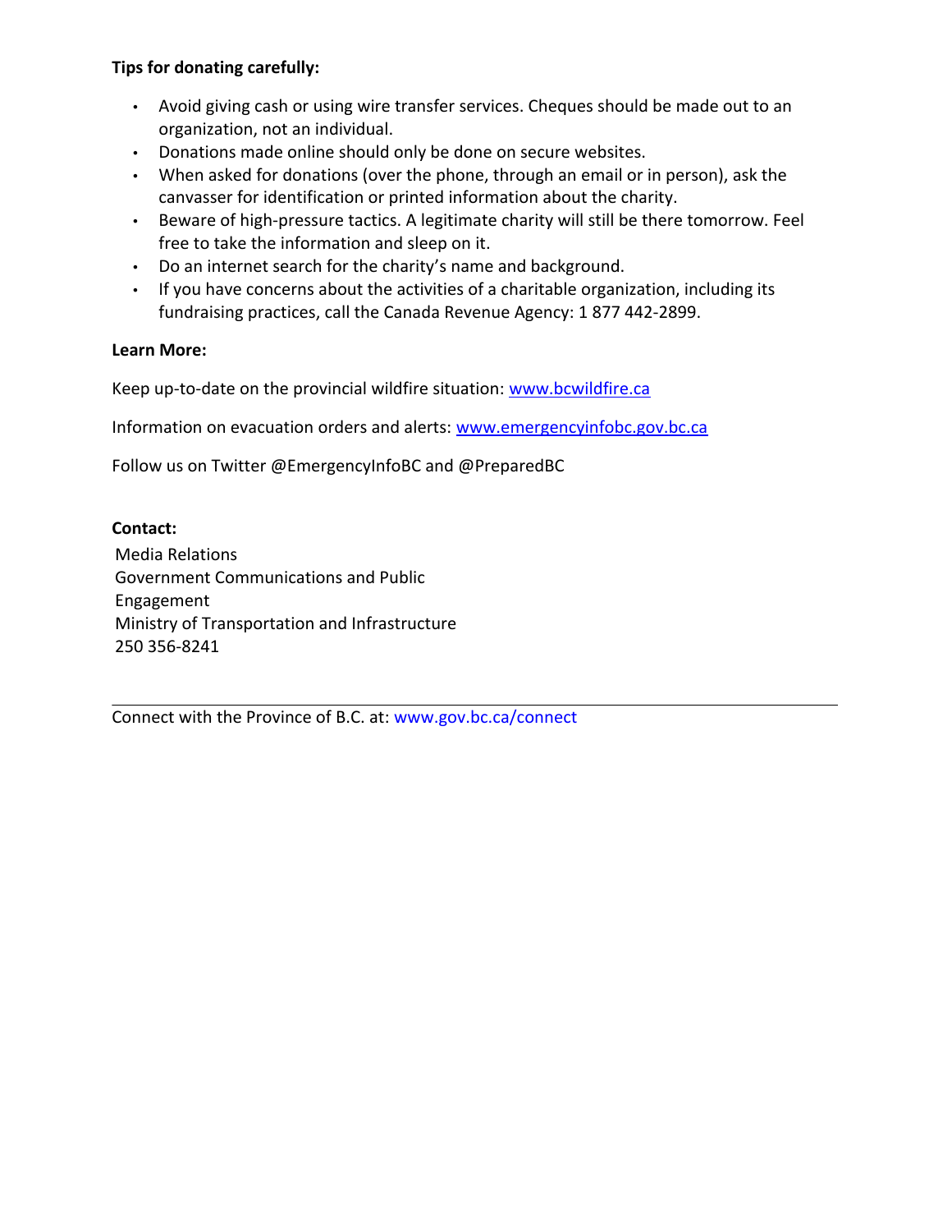**Tips for donating carefully:**

- Avoid giving cash or using wire transfer services. Cheques should be made out to an organization, not an individual.
- Donations made online should only be done on secure websites.
- When asked for donations (over the phone, through an email or in person), ask the canvasser for identification or printed information about the charity.
- Beware of high-pressure tactics. A legitimate charity will still be there tomorrow. Feel free to take the information and sleep on it.
- Do an internet search for the charity's name and background.
- If you have concerns about the activities of a charitable organization, including its fundraising practices, call the Canada Revenue Agency: 1 877 442-2899.

**Learn More:**

Keep up-to-date on the provincial wildfire situation: [www.bcwildfire.ca](http://www.bcwildfire.ca)

Information on evacuation orders and alerts: [www.emergencyinfobc.gov.bc.ca](http://www.emergencyinfobc.gov.bc.ca)

Follow us on Twitter @EmergencyInfoBC and @PreparedBC

**Contact:**

Media Relations
Government Communications and Public Engagement
Ministry of Transportation and Infrastructure
250 356-8241

---

Connect with the Province of B.C. at: www.gov.bc.ca/connect